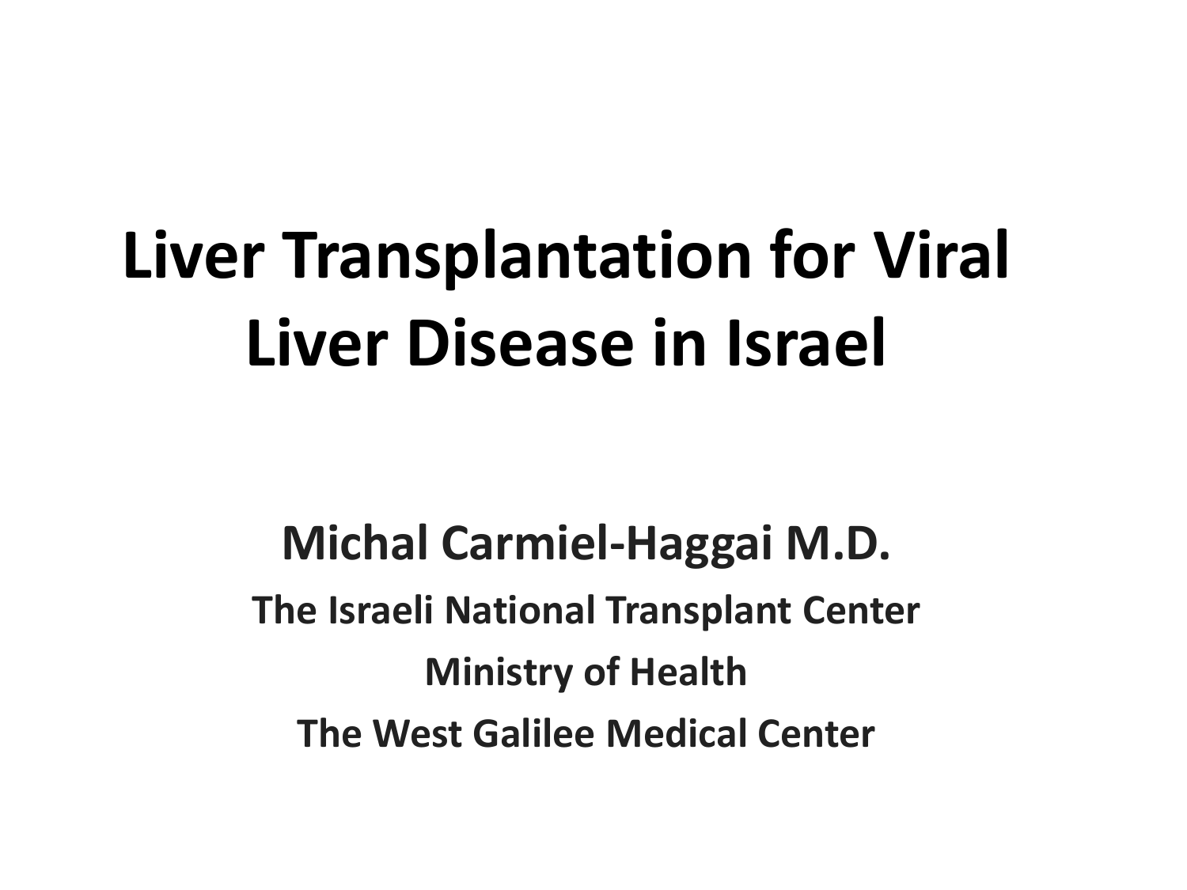# Liver Transplantation for Viral Liver Disease in Israel

**Michal Carmiel-Haggai M.D.**

**The Israeli National Transplant Center**

**Ministry of Health**

**The West Galilee Medical Center**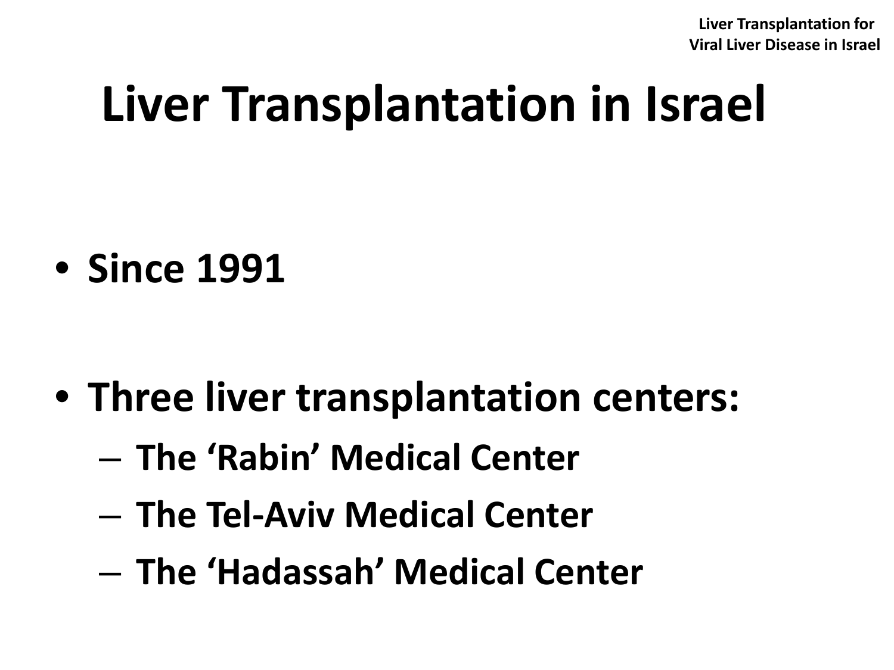# Liver Transplantation in Israel

- **Since 1991**
- **Three liver transplantation centers:**
  - **The ‘Rabin’ Medical Center**
  - **The Tel-Aviv Medical Center**
  - **The ‘Hadassah’ Medical Center**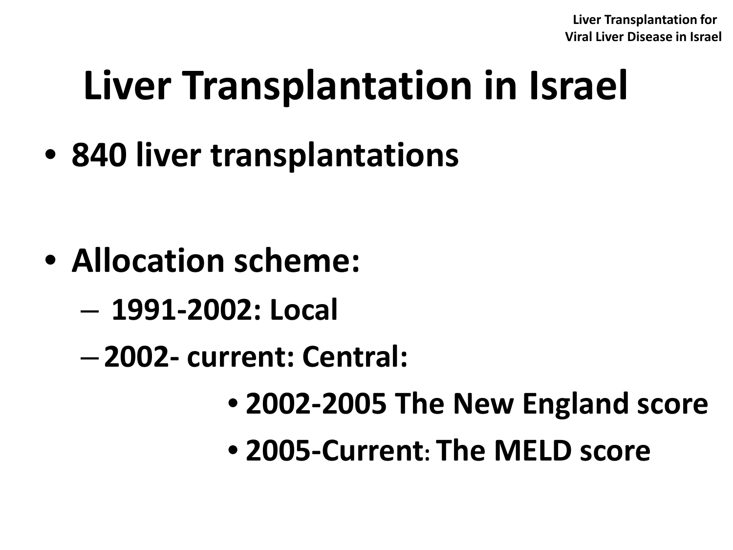# Liver Transplantation in Israel

- 840 liver transplantations
- Allocation scheme:
  - 1991-2002: Local
  - 2002- current: Central:
    - 2002-2005 The New England score
    - 2005-Current: The MELD score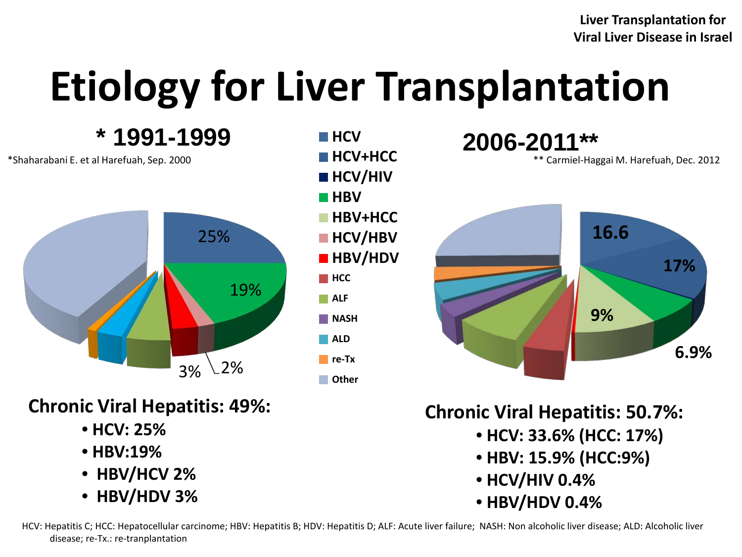Liver Transplantation for Viral Liver Disease in Israel

# Etiology for Liver Transplantation

## * 1991-1999

*Shaharabani E. et al Harefuah, Sep. 2000

25%

19%

3%

2%

- HCV
- HCV+HCC
- HCV/HIV
- HBV
- HBV+HCC
- HCV/HBV
- HBV/HDV
- HCC
- ALF
- NASH
- ALD
- re-Tx
- Other

## 2006-2011**

** Carmiel-Haggai M. Harefuah, Dec. 2012

16.6

17%

9%

6.9%

**Chronic Viral Hepatitis: 49%:**

- **HCV: 25%**
- **HBV:19%**
- **HBV/HCV 2%**
- **HBV/HDV 3%**

**Chronic Viral Hepatitis: 50.7%:**

- **HCV: 33.6% (HCC: 17%)**
- **HBV: 15.9% (HCC:9%)**
- **HCV/HIV 0.4%**
- **HBV/HDV 0.4%**

HCV: Hepatitis C; HCC: Hepatocellular carcinome; HBV: Hepatitis B; HDV: Hepatitis D; ALF: Acute liver failure; NASH: Non alcoholic liver disease; ALD: Alcoholic liver disease; re-Tx.: re-tranplantation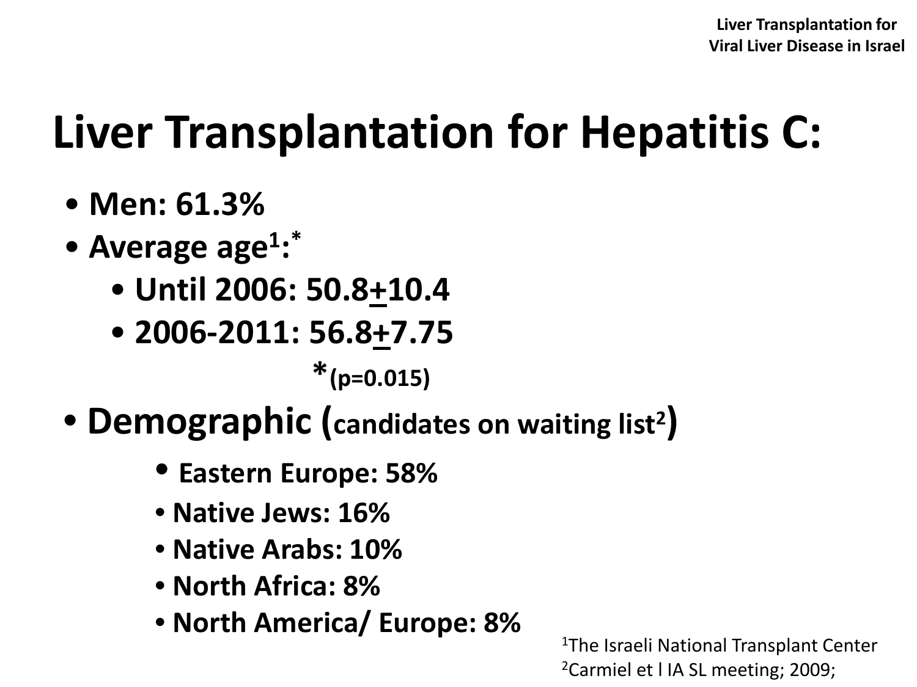# Liver Transplantation for Hepatitis C:

- **Men: 61.3%**
- **Average age[1]:***
  - **Until 2006: 50.8 $\pm$ 10.4**
  - **2006-2011: 56.8 $\pm$ 7.75**

  ***(p=0.015)**
- **Demographic (candidates on waiting list[2])**
  - **Eastern Europe: 58%**
  - **Native Jews: 16%**
  - **Native Arabs: 10%**
  - **North Africa: 8%**
  - **North America/ Europe: 8%**

[1]The Israeli National Transplant Center
[2]Carmiel et l IA SL meeting; 2009;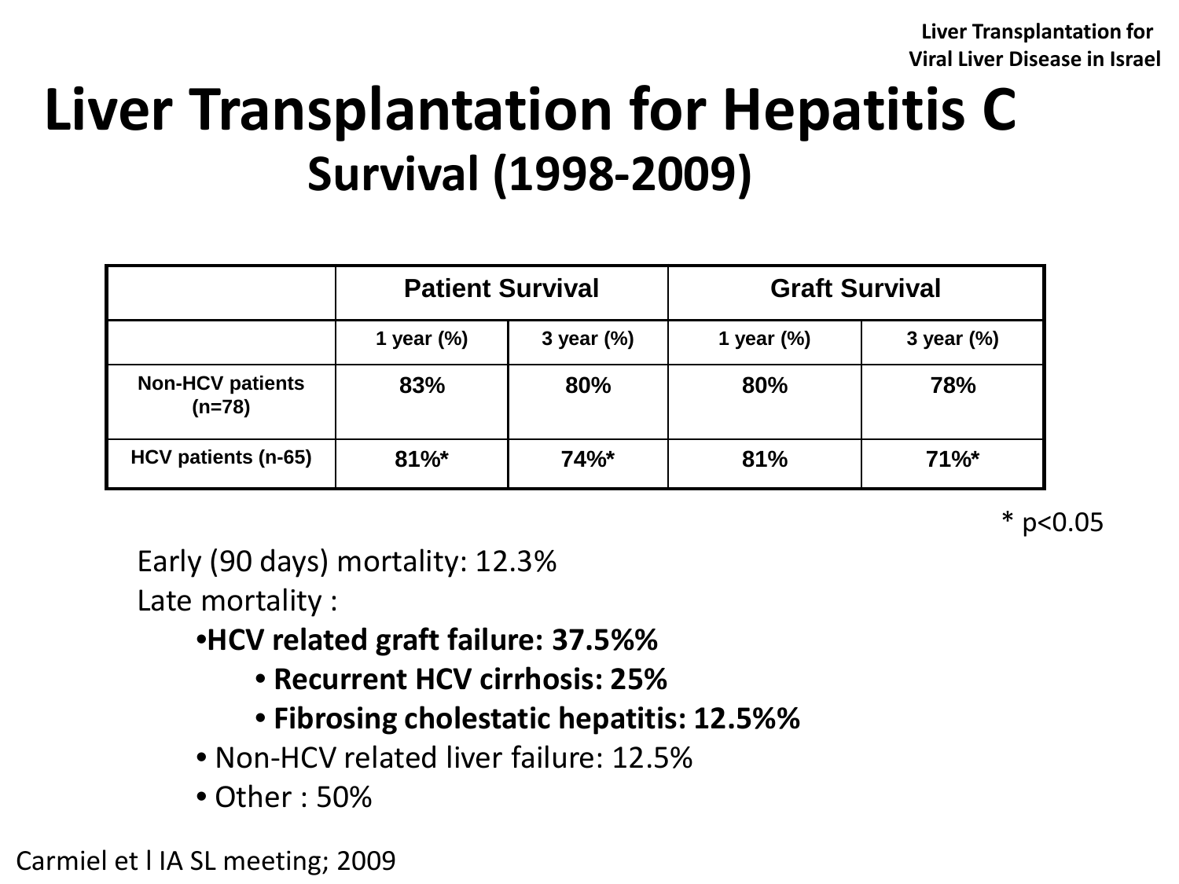Liver Transplantation for Viral Liver Disease in Israel

# Liver Transplantation for Hepatitis C

## Survival (1998-2009)

| | Patient Survival | | Graft Survival | |
|---|---|---|---|---|
| | 1 year (%) | 3 year (%) | 1 year (%) | 3 year (%) |
| Non-HCV patients (n=78) | 83% | 80% | 80% | 78% |
| HCV patients (n-65) | 81%* | 74%* | 81% | 71%* |

* $p<0.05$

Early (90 days) mortality: 12.3%

Late mortality :

- **HCV related graft failure: 37.5%%**
  - **Recurrent HCV cirrhosis: 25%**
  - **Fibrosing cholestatic hepatitis: 12.5%%**
- Non-HCV related liver failure: 12.5%
- Other : 50%

Carmiel et l IA SL meeting; 2009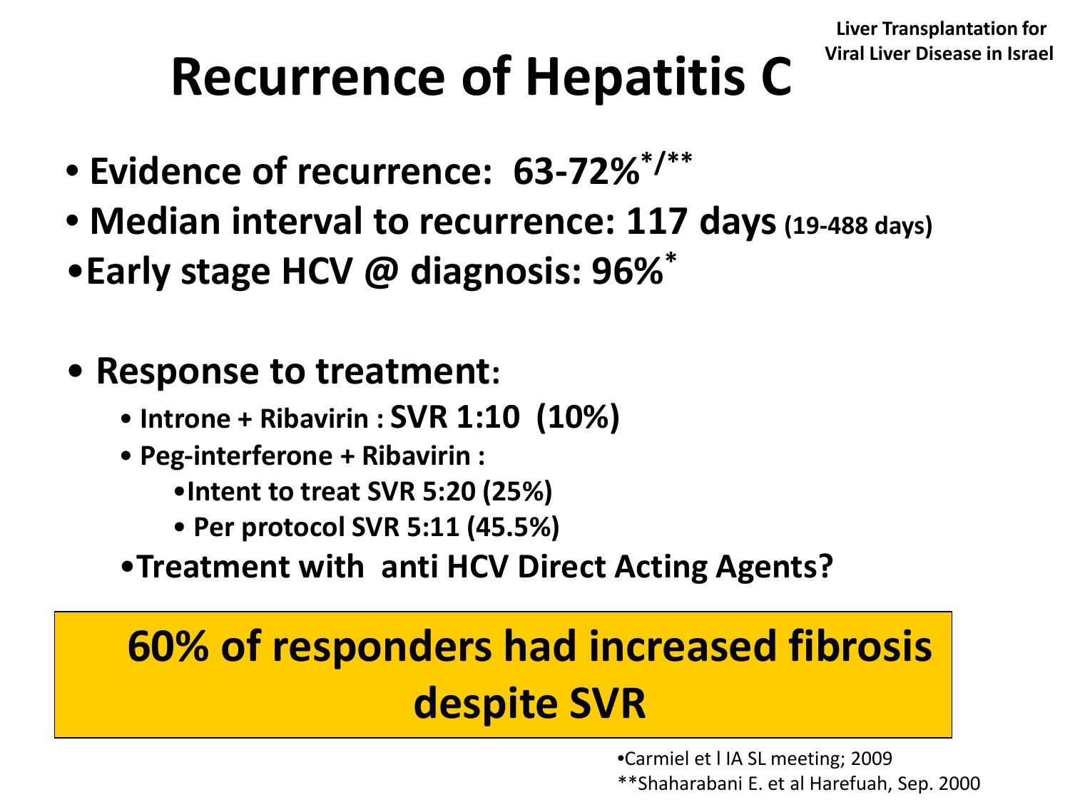Liver Transplantation for Viral Liver Disease in Israel

# Recurrence of Hepatitis C

- **Evidence of recurrence: 63-72%*/****
- **Median interval to recurrence: 117 days (19-488 days)**
- **Early stage HCV @ diagnosis: 96%***

- **Response to treatment:**
  - **Introne + Ribavirin : SVR 1:10 (10%)**
  - **Peg-interferone + Ribavirin :**
    - **Intent to treat SVR 5:20 (25%)**
    - **Per protocol SVR 5:11 (45.5%)**
  - **Treatment with anti HCV Direct Acting Agents?**

**60% of responders had increased fibrosis despite SVR**

*Carmiel et l IA SL meeting; 2009

**Shaharabani E. et al Harefuah, Sep. 2000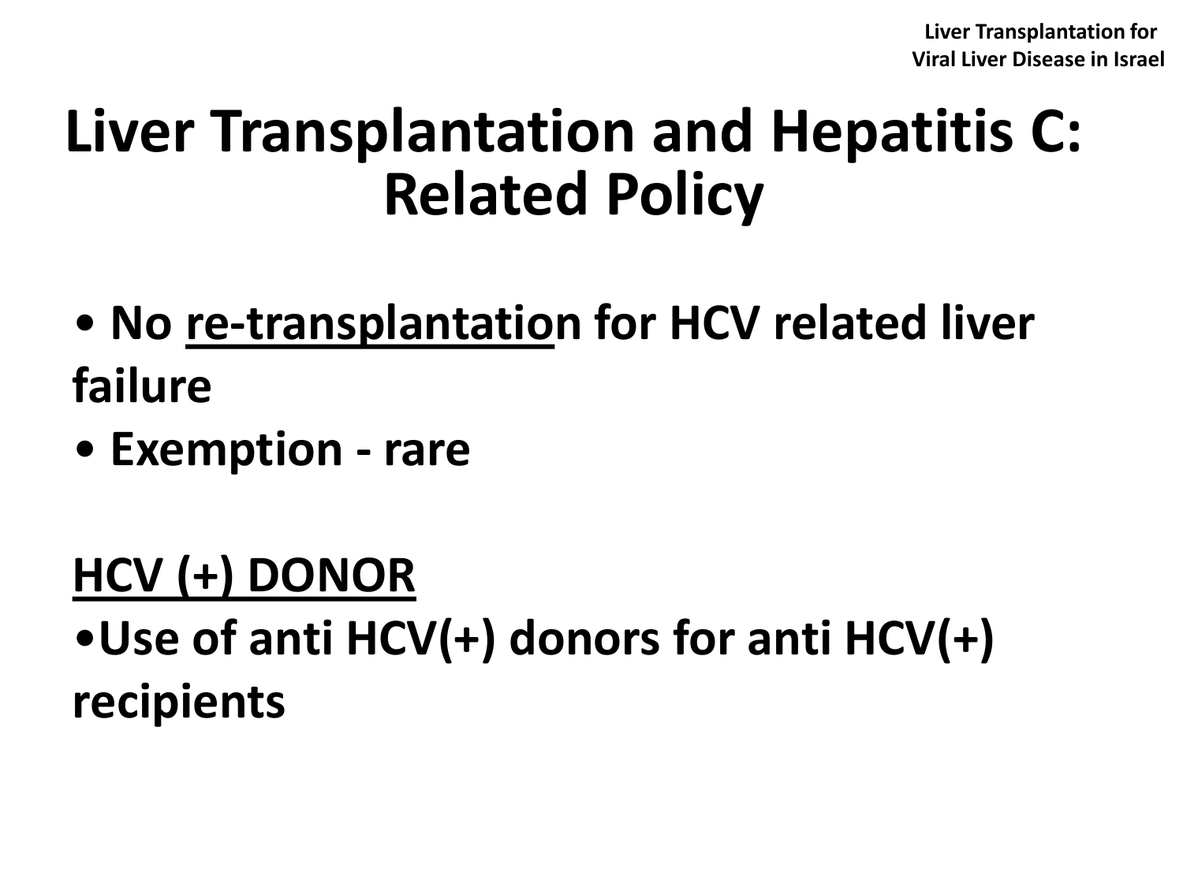# Liver Transplantation and Hepatitis C: Related Policy

- **No <u>re-transplantatio</u>n for HCV related liver failure**
- **Exemption - rare**

## <u>HCV (+) DONOR</u>

- **Use of anti HCV(+) donors for anti HCV(+) recipients**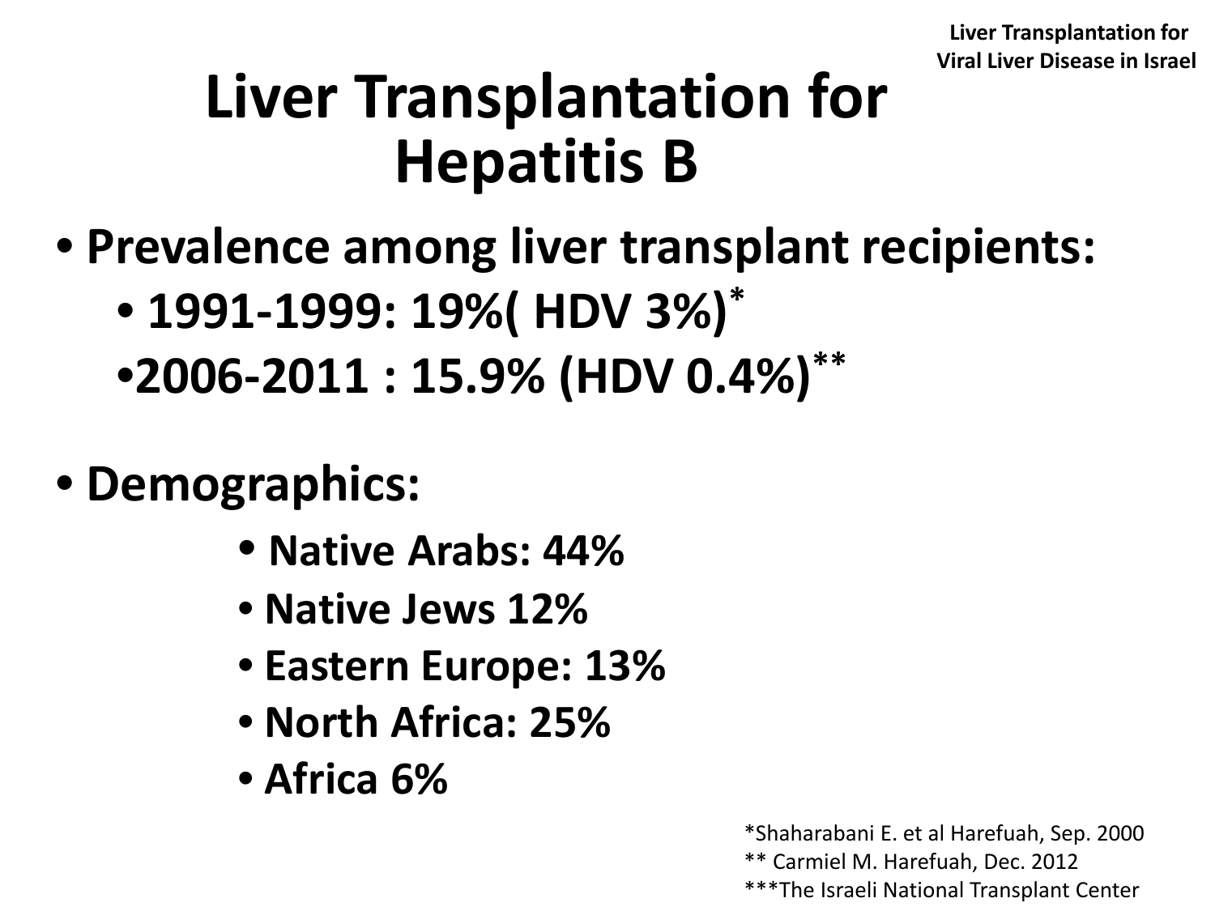# Liver Transplantation for Hepatitis B

- Prevalence among liver transplant recipients:
  - 1991-1999: 19%( HDV 3%)*
  - 2006-2011 : 15.9% (HDV 0.4%)**

- Demographics:
  - Native Arabs: 44%
  - Native Jews 12%
  - Eastern Europe: 13%
  - North Africa: 25%
  - Africa 6%

*Shaharabani E. et al Harefuah, Sep. 2000
** Carmiel M. Harefuah, Dec. 2012
***The Israeli National Transplant Center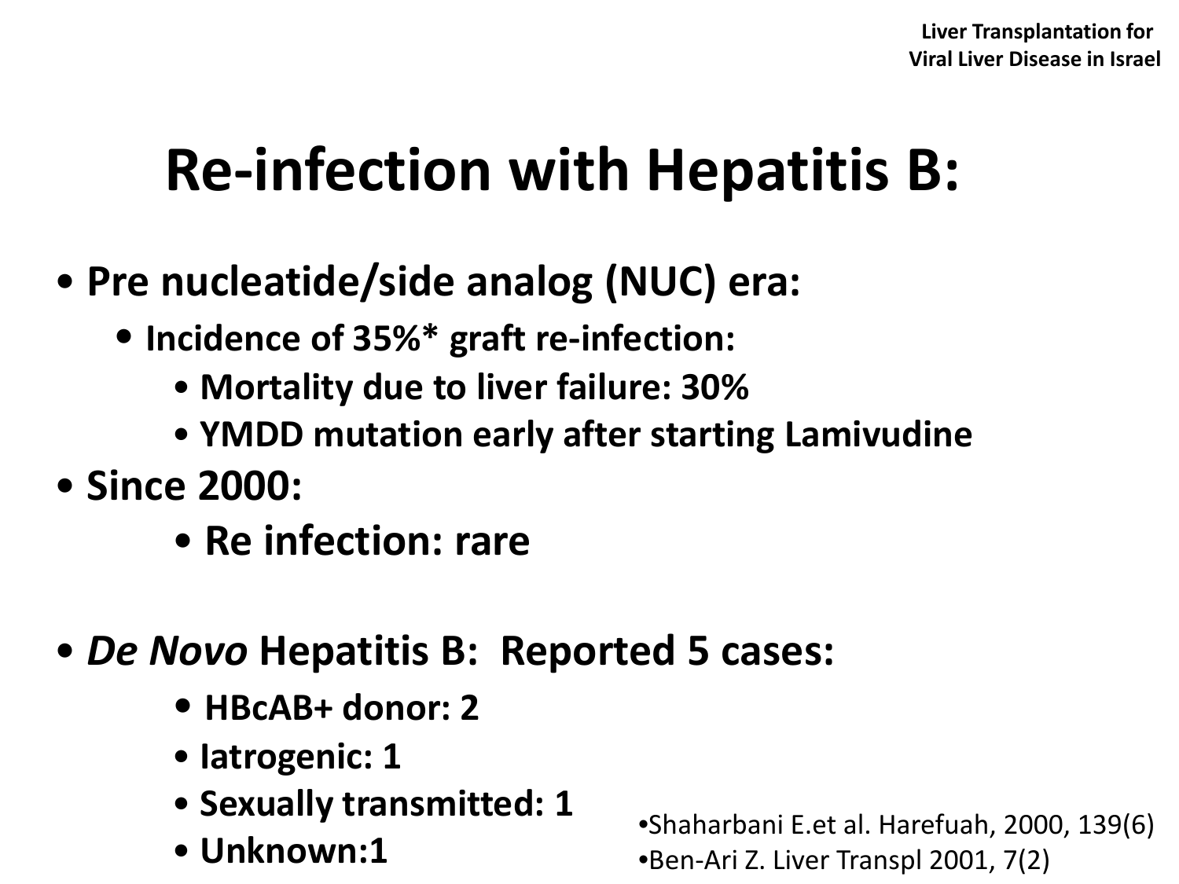# Re-infection with Hepatitis B:

- **Pre nucleatide/side analog (NUC) era:**
  - **Incidence of 35%* graft re-infection:**
    - **Mortality due to liver failure: 30%**
    - **YMDD mutation early after starting Lamivudine**
- **Since 2000:**
  - **Re infection: rare**

- ***De Novo* Hepatitis B: Reported 5 cases:**
  - **HBcAB+ donor: 2**
  - **Iatrogenic: 1**
  - **Sexually transmitted: 1**
  - **Unknown:1**

- Shaharbani E.et al. Harefuah, 2000, 139(6)
- Ben-Ari Z. Liver Transpl 2001, 7(2)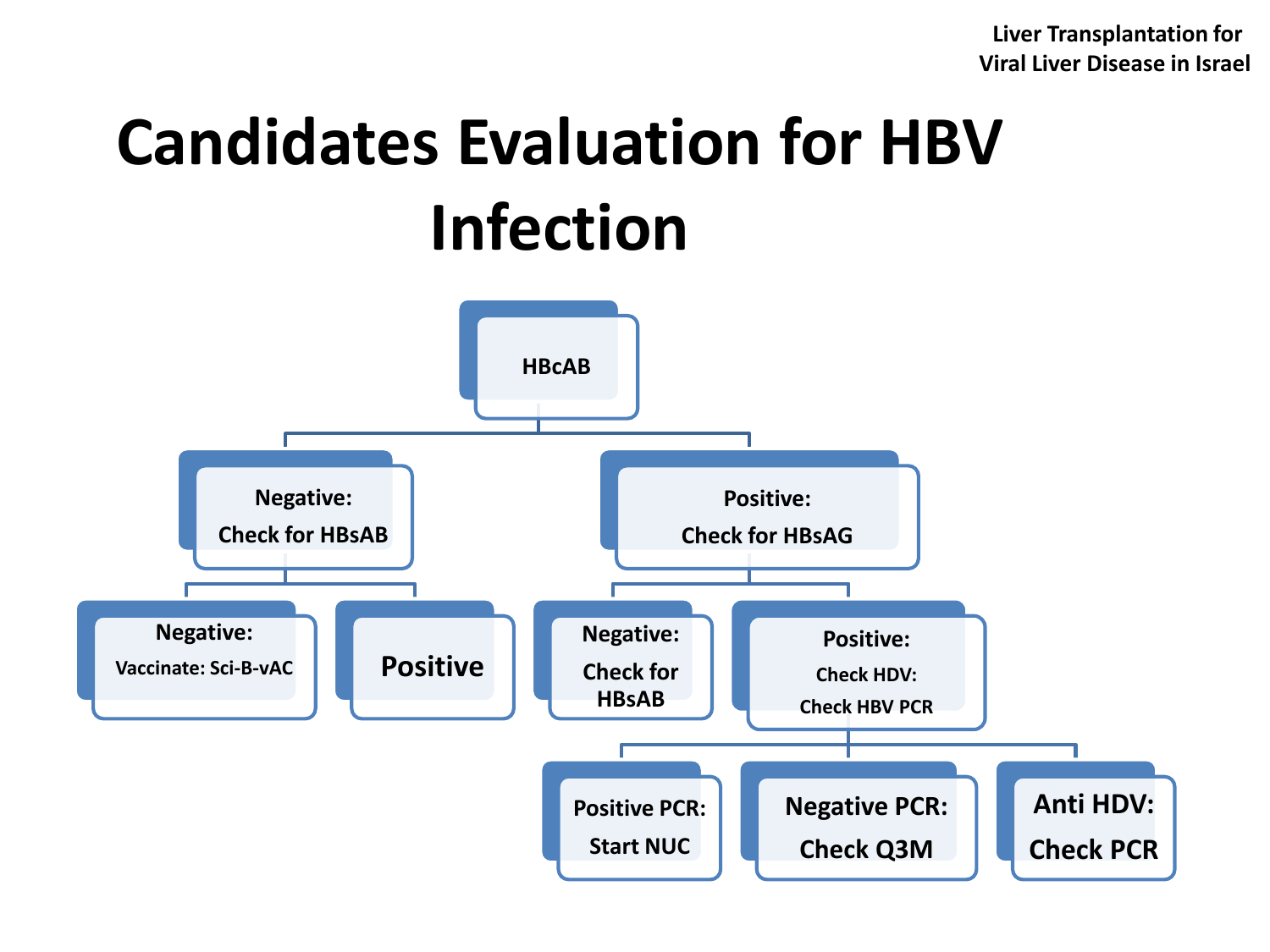# Candidates Evaluation for HBV Infection

- **HBcAB**
  - **Negative:** Check for HBsAB
    - **Negative:** Vaccinate: Sci-B-vAC
    - **Positive**
  - **Positive:** Check for HBsAG
    - **Negative:** Check for HBsAB
    - **Positive:** Check HDV: Check HBV PCR
      - **Positive PCR:** Start NUC
      - **Negative PCR:** Check Q3M
      - **Anti HDV:** Check PCR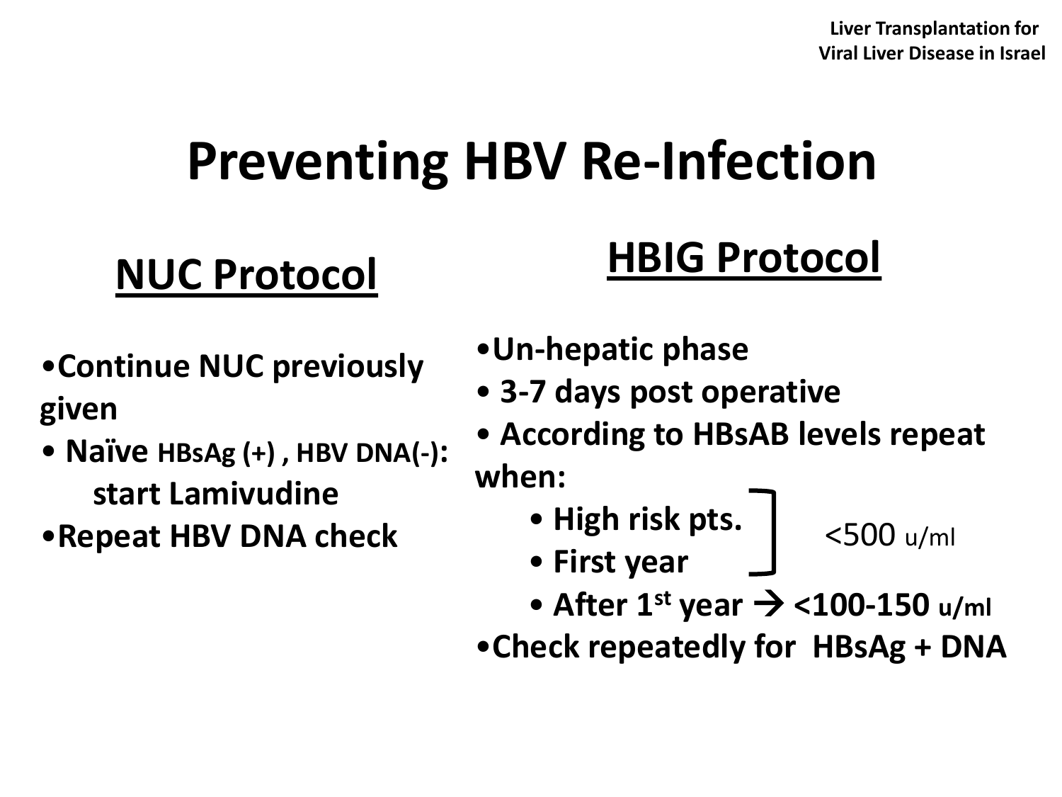# Preventing HBV Re-Infection

## NUC Protocol

- Continue NUC previously given
- Naïve HBsAg (+) , HBV DNA(-): start Lamivudine
- Repeat HBV DNA check

## HBIG Protocol

- Un-hepatic phase
- 3-7 days post operative
- According to HBsAB levels repeat when:
  - High risk pts. ] <500 u/ml
  - First year ] <500 u/ml
  - After 1st year → <100-150 u/ml
- Check repeatedly for HBsAg + DNA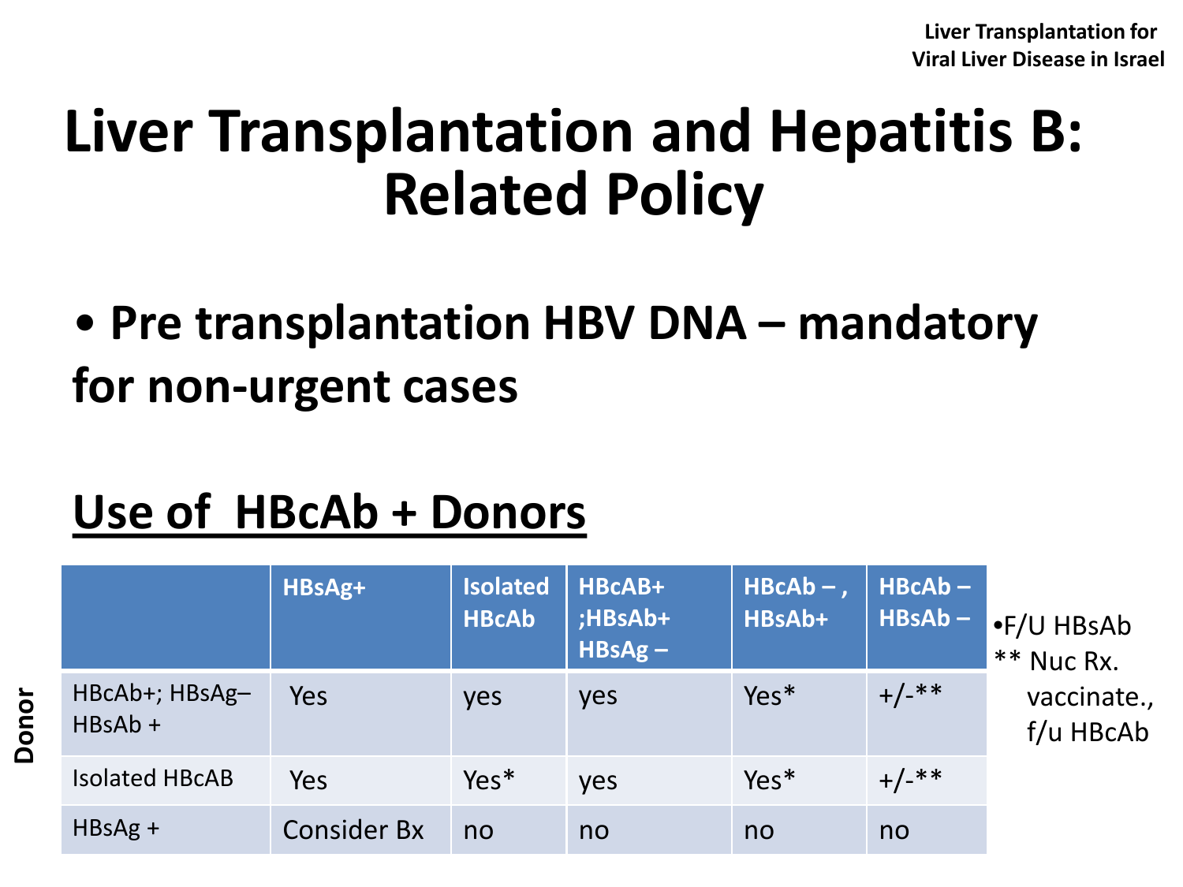# Liver Transplantation and Hepatitis B: Related Policy

- Pre transplantation HBV DNA – mandatory for non-urgent cases

## Use of HBcAb + Donors

| Donor | HBsAg+ | Isolated HBcAb | HBcAB+ ;HBsAb+ HBsAg – | HBcAb – , HBsAb+ | HBcAb – HBsAb – |
|---|---|---|---|---|---|
| HBcAb+; HBsAg– HBsAb + | Yes | yes | yes | Yes* | +/-** |
| Isolated HBcAB | Yes | Yes* | yes | Yes* | +/-** |
| HBsAg + | Consider Bx | no | no | no | no |

- *F/U HBsAb
- ** Nuc Rx. vaccinate., f/u HBcAb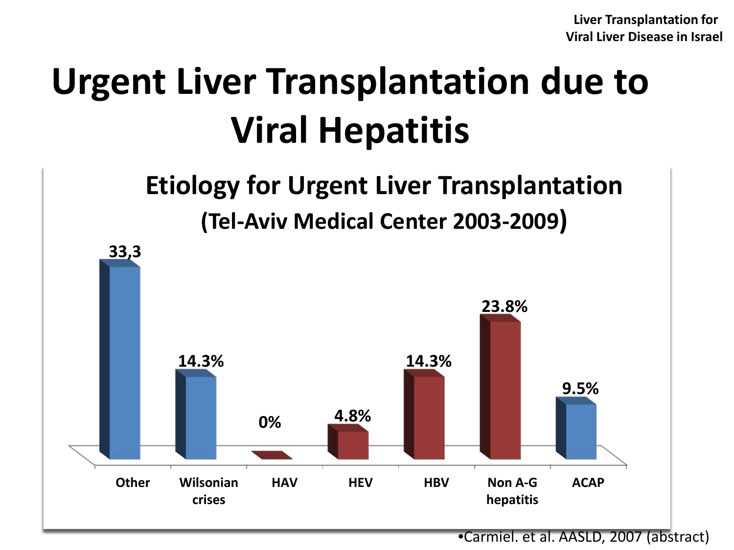# Urgent Liver Transplantation due to Viral Hepatitis

## Etiology for Urgent Liver Transplantation

### (Tel-Aviv Medical Center 2003-2009)

| Etiology | Percentage |
|---|---|
| Other | 33,3 |
| Wilsonian crises | 14.3% |
| HAV | 0% |
| HEV | 4.8% |
| HBV | 14.3% |
| Non A-G hepatitis | 23.8% |
| ACAP | 9.5% |

•Carmiel. et al. AASLD, 2007 (abstract)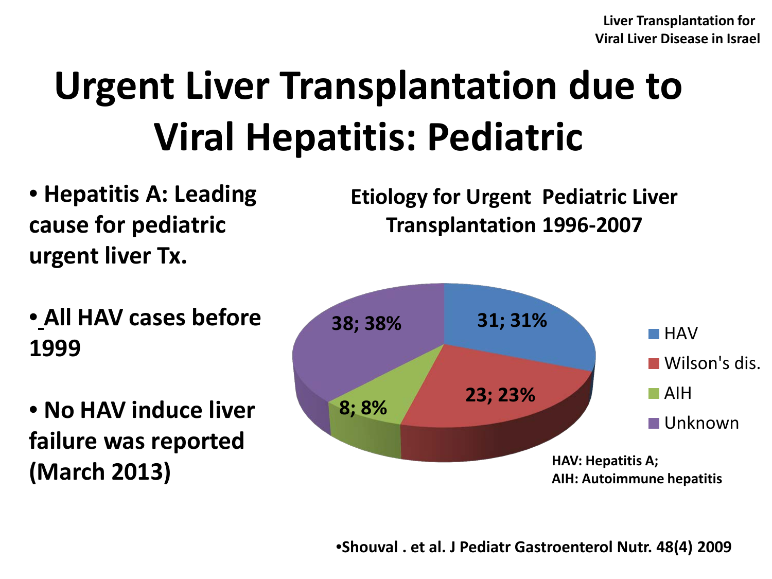# Urgent Liver Transplantation due to Viral Hepatitis: Pediatric

- Hepatitis A: Leading cause for pediatric urgent liver Tx.
- All HAV cases before 1999
- No HAV induce liver failure was reported (March 2013)

**Etiology for Urgent Pediatric Liver Transplantation 1996-2007**

| Etiology | Value; % |
|---|---|
| HAV | 31; 31% |
| Wilson's dis. | 23; 23% |
| AIH | 8; 8% |
| Unknown | 38; 38% |

HAV: Hepatitis A;
AIH: Autoimmune hepatitis

•Shouval . et al. J Pediatr Gastroenterol Nutr. 48(4) 2009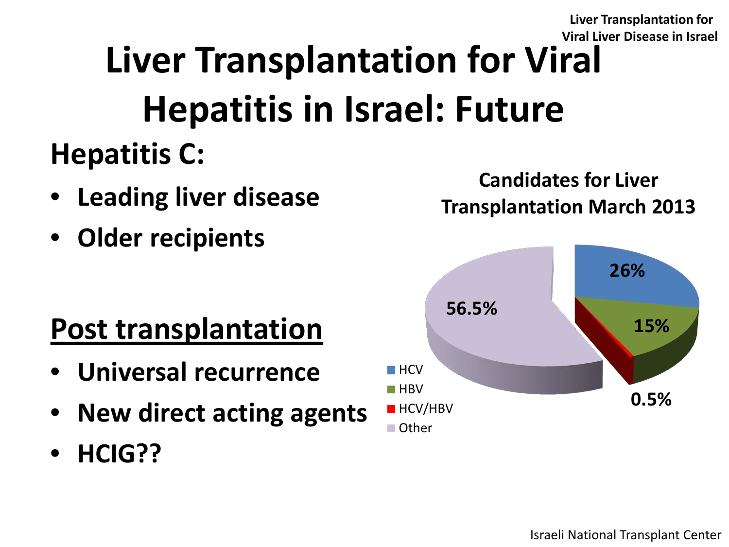# Liver Transplantation for Viral Hepatitis in Israel: Future

## Hepatitis C:

- **Leading liver disease**
- **Older recipients**

## Post transplantation

- **Universal recurrence**
- **New direct acting agents**
- **HCIG??**

**Candidates for Liver Transplantation March 2013**

| Category | Percentage |
| --- | --- |
| HCV | 26% |
| HBV | 15% |
| HCV/HBV | 0.5% |
| Other | 56.5% |

Israeli National Transplant Center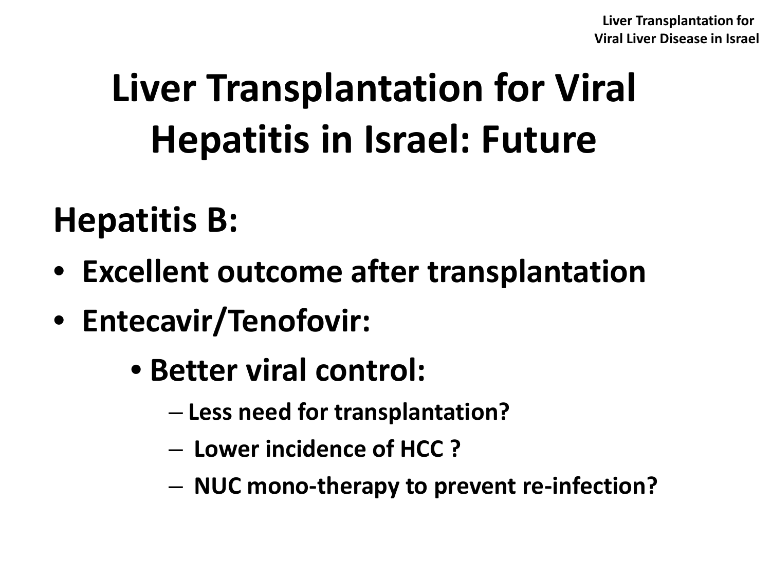# Liver Transplantation for Viral Hepatitis in Israel: Future

## Hepatitis B:

- **Excellent outcome after transplantation**
- **Entecavir/Tenofovir:**
  - **Better viral control:**
    - **Less need for transplantation?**
    - **Lower incidence of HCC ?**
    - **NUC mono-therapy to prevent re-infection?**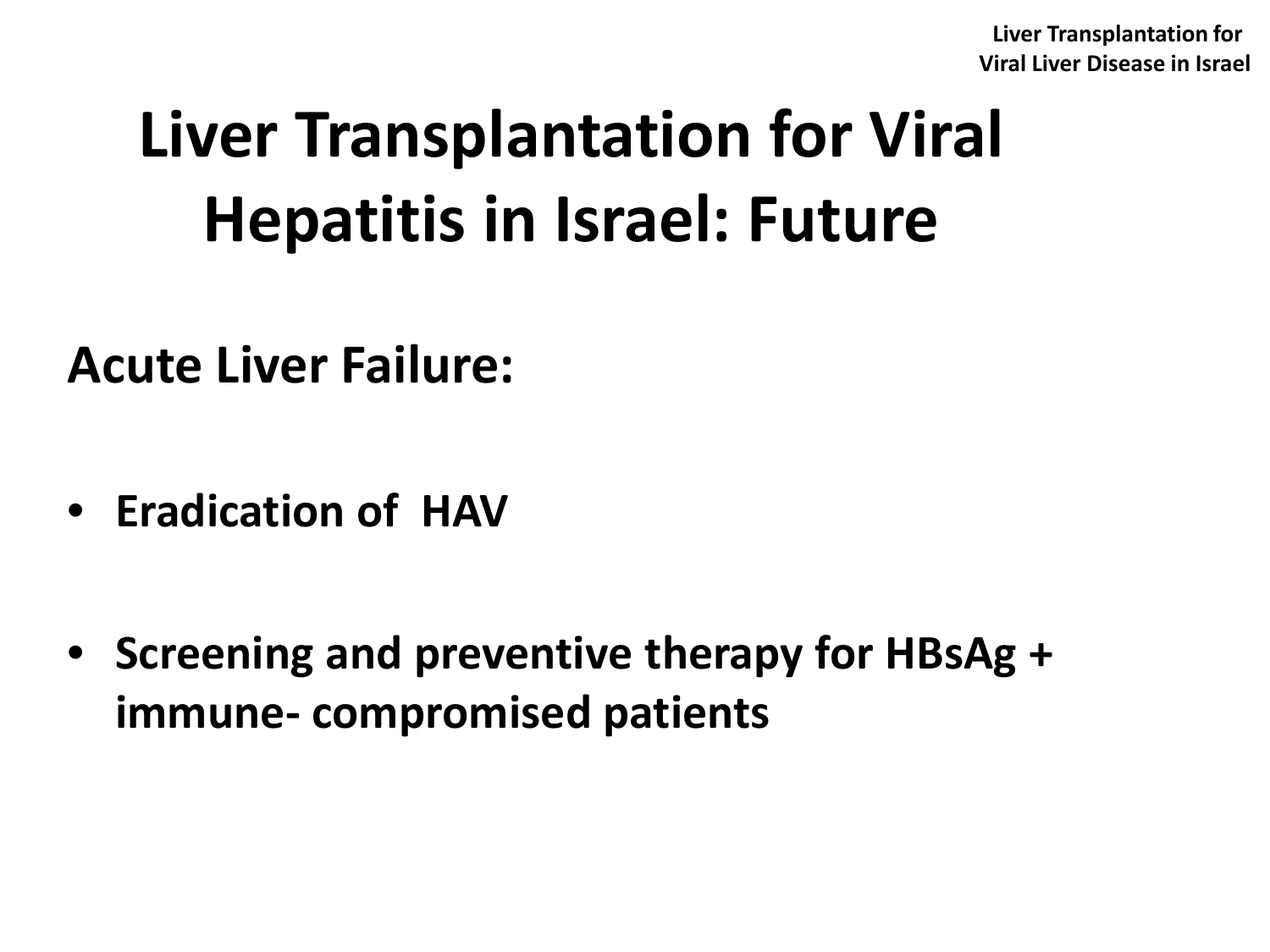# Liver Transplantation for Viral Hepatitis in Israel: Future

**Acute Liver Failure:**

- **Eradication of HAV**
- **Screening and preventive therapy for HBsAg + immune- compromised patients**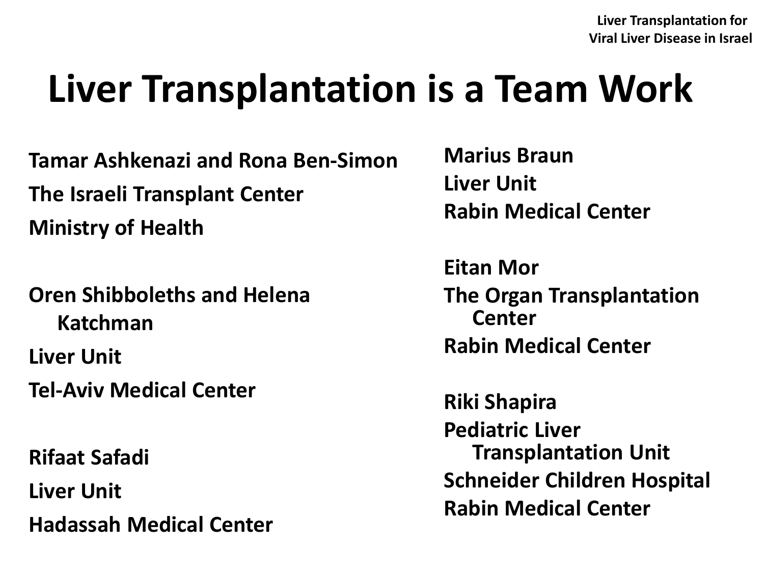# Liver Transplantation is a Team Work

**Tamar Ashkenazi and Rona Ben-Simon**
**The Israeli Transplant Center**
**Ministry of Health**

**Oren Shibboleths and Helena Katchman**
**Liver Unit**
**Tel-Aviv Medical Center**

**Rifaat Safadi**
**Liver Unit**
**Hadassah Medical Center**

**Marius Braun**
**Liver Unit**
**Rabin Medical Center**

**Eitan Mor**
**The Organ Transplantation Center**
**Rabin Medical Center**

**Riki Shapira**
**Pediatric Liver Transplantation Unit**
**Schneider Children Hospital**
**Rabin Medical Center**